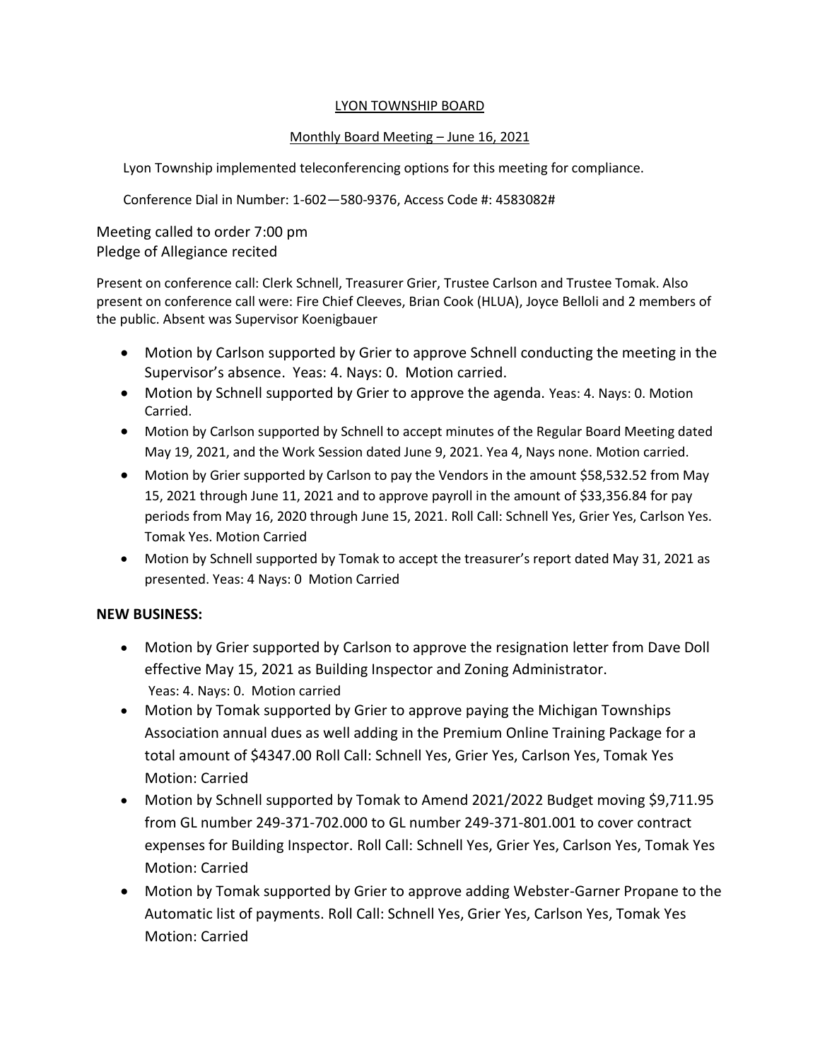LYON TOWNSHIP BOARD

Monthly Board Meeting – June 16, 2021

Lyon Township implemented teleconferencing options for this meeting for compliance.

Conference Dial in Number: 1-602—580-9376, Access Code #: 4583082#

Meeting called to order 7:00 pm
Pledge of Allegiance recited

Present on conference call: Clerk Schnell, Treasurer Grier, Trustee Carlson and Trustee Tomak. Also present on conference call were: Fire Chief Cleeves, Brian Cook (HLUA), Joyce Belloli and 2 members of the public. Absent was Supervisor Koenigbauer

- Motion by Carlson supported by Grier to approve Schnell conducting the meeting in the Supervisor's absence. Yeas: 4. Nays: 0. Motion carried.
- Motion by Schnell supported by Grier to approve the agenda. Yeas: 4. Nays: 0. Motion Carried.
- Motion by Carlson supported by Schnell to accept minutes of the Regular Board Meeting dated May 19, 2021, and the Work Session dated June 9, 2021. Yea 4, Nays none. Motion carried.
- Motion by Grier supported by Carlson to pay the Vendors in the amount $58,532.52 from May 15, 2021 through June 11, 2021 and to approve payroll in the amount of $33,356.84 for pay periods from May 16, 2020 through June 15, 2021. Roll Call: Schnell Yes, Grier Yes, Carlson Yes. Tomak Yes. Motion Carried
- Motion by Schnell supported by Tomak to accept the treasurer's report dated May 31, 2021 as presented. Yeas: 4 Nays: 0 Motion Carried

**NEW BUSINESS:**

- Motion by Grier supported by Carlson to approve the resignation letter from Dave Doll effective May 15, 2021 as Building Inspector and Zoning Administrator. Yeas: 4. Nays: 0. Motion carried
- Motion by Tomak supported by Grier to approve paying the Michigan Townships Association annual dues as well adding in the Premium Online Training Package for a total amount of $4347.00 Roll Call: Schnell Yes, Grier Yes, Carlson Yes, Tomak Yes Motion: Carried
- Motion by Schnell supported by Tomak to Amend 2021/2022 Budget moving $9,711.95 from GL number 249-371-702.000 to GL number 249-371-801.001 to cover contract expenses for Building Inspector. Roll Call: Schnell Yes, Grier Yes, Carlson Yes, Tomak Yes Motion: Carried
- Motion by Tomak supported by Grier to approve adding Webster-Garner Propane to the Automatic list of payments. Roll Call: Schnell Yes, Grier Yes, Carlson Yes, Tomak Yes Motion: Carried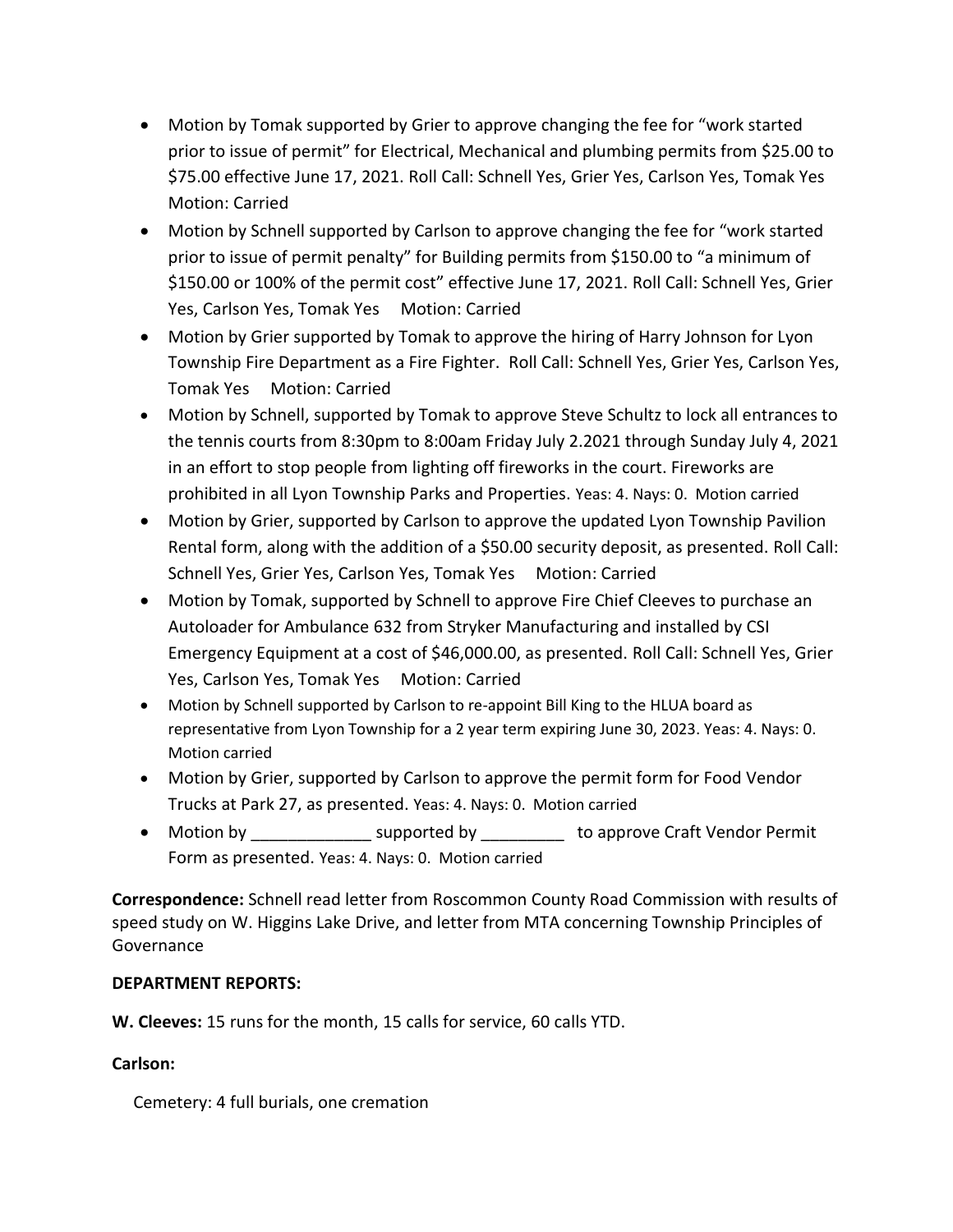- Motion by Tomak supported by Grier to approve changing the fee for "work started prior to issue of permit" for Electrical, Mechanical and plumbing permits from $25.00 to $75.00 effective June 17, 2021. Roll Call: Schnell Yes, Grier Yes, Carlson Yes, Tomak Yes Motion: Carried
- Motion by Schnell supported by Carlson to approve changing the fee for "work started prior to issue of permit penalty" for Building permits from $150.00 to "a minimum of $150.00 or 100% of the permit cost" effective June 17, 2021. Roll Call: Schnell Yes, Grier Yes, Carlson Yes, Tomak Yes Motion: Carried
- Motion by Grier supported by Tomak to approve the hiring of Harry Johnson for Lyon Township Fire Department as a Fire Fighter. Roll Call: Schnell Yes, Grier Yes, Carlson Yes, Tomak Yes Motion: Carried
- Motion by Schnell, supported by Tomak to approve Steve Schultz to lock all entrances to the tennis courts from 8:30pm to 8:00am Friday July 2.2021 through Sunday July 4, 2021 in an effort to stop people from lighting off fireworks in the court. Fireworks are prohibited in all Lyon Township Parks and Properties. Yeas: 4. Nays: 0. Motion carried
- Motion by Grier, supported by Carlson to approve the updated Lyon Township Pavilion Rental form, along with the addition of a $50.00 security deposit, as presented. Roll Call: Schnell Yes, Grier Yes, Carlson Yes, Tomak Yes Motion: Carried
- Motion by Tomak, supported by Schnell to approve Fire Chief Cleeves to purchase an Autoloader for Ambulance 632 from Stryker Manufacturing and installed by CSI Emergency Equipment at a cost of $46,000.00, as presented. Roll Call: Schnell Yes, Grier Yes, Carlson Yes, Tomak Yes Motion: Carried
- Motion by Schnell supported by Carlson to re-appoint Bill King to the HLUA board as representative from Lyon Township for a 2 year term expiring June 30, 2023. Yeas: 4. Nays: 0. Motion carried
- Motion by Grier, supported by Carlson to approve the permit form for Food Vendor Trucks at Park 27, as presented. Yeas: 4. Nays: 0. Motion carried
- Motion by _____________ supported by _________ to approve Craft Vendor Permit Form as presented. Yeas: 4. Nays: 0. Motion carried

**Correspondence:** Schnell read letter from Roscommon County Road Commission with results of speed study on W. Higgins Lake Drive, and letter from MTA concerning Township Principles of Governance

**DEPARTMENT REPORTS:**

**W. Cleeves:** 15 runs for the month, 15 calls for service, 60 calls YTD.

**Carlson:**

Cemetery: 4 full burials, one cremation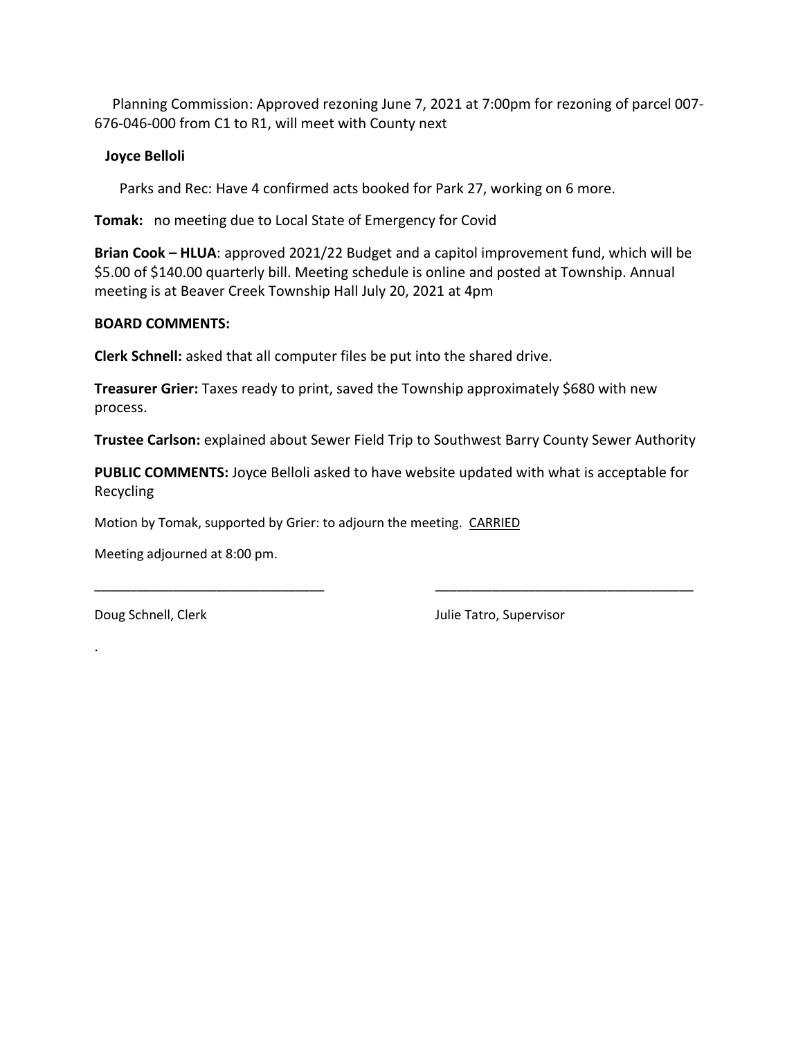Planning Commission: Approved rezoning June 7, 2021 at 7:00pm for rezoning of parcel 007-676-046-000 from C1 to R1, will meet with County next

**Joyce Belloli**

Parks and Rec: Have 4 confirmed acts booked for Park 27, working on 6 more.

**Tomak:** no meeting due to Local State of Emergency for Covid

**Brian Cook – HLUA**: approved 2021/22 Budget and a capitol improvement fund, which will be $5.00 of $140.00 quarterly bill. Meeting schedule is online and posted at Township. Annual meeting is at Beaver Creek Township Hall July 20, 2021 at 4pm

**BOARD COMMENTS:**

**Clerk Schnell:** asked that all computer files be put into the shared drive.

**Treasurer Grier:** Taxes ready to print, saved the Township approximately $680 with new process.

**Trustee Carlson:** explained about Sewer Field Trip to Southwest Barry County Sewer Authority

**PUBLIC COMMENTS:** Joyce Belloli asked to have website updated with what is acceptable for Recycling

Motion by Tomak, supported by Grier: to adjourn the meeting. CARRIED

Meeting adjourned at 8:00 pm.

_______________________________ ___________________________________

Doug Schnell, Clerk Julie Tatro, Supervisor

.